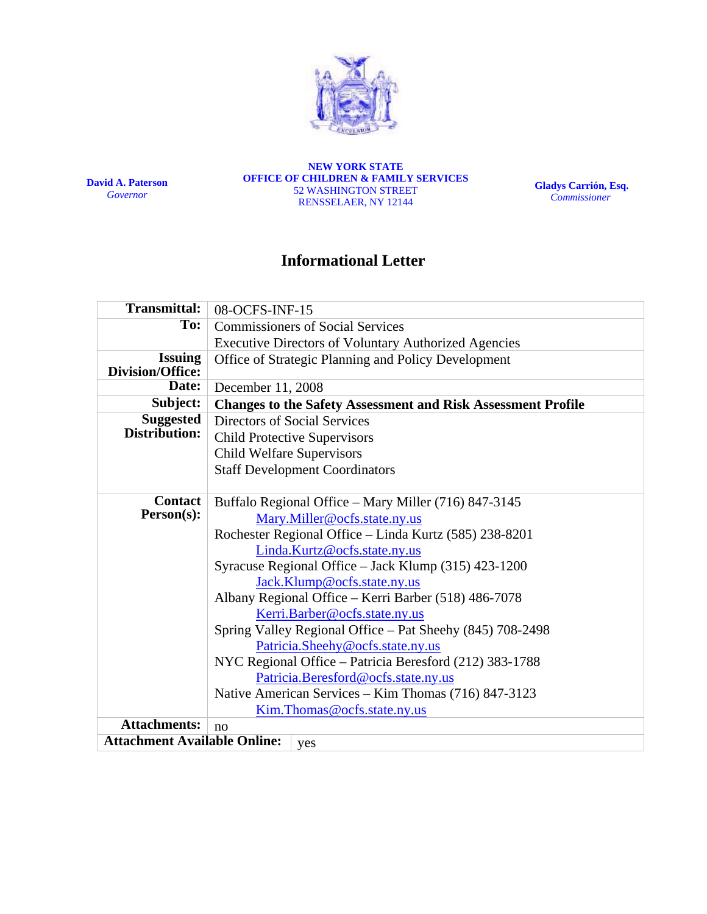**David A. Paterson**
*Governor*

**NEW YORK STATE**
**OFFICE OF CHILDREN & FAMILY SERVICES**
52 WASHINGTON STREET
RENSSELAER, NY 12144

**Gladys Carrión, Esq.**
*Commissioner*

# Informational Letter

| | |
|---|---|
| **Transmittal:** | 08-OCFS-INF-15 |
| **To:** | Commissioners of Social Services<br>Executive Directors of Voluntary Authorized Agencies |
| **Issuing Division/Office:** | Office of Strategic Planning and Policy Development |
| **Date:** | December 11, 2008 |
| **Subject:** | **Changes to the Safety Assessment and Risk Assessment Profile** |
| **Suggested Distribution:** | Directors of Social Services<br>Child Protective Supervisors<br>Child Welfare Supervisors<br>Staff Development Coordinators |
| **Contact Person(s):** | Buffalo Regional Office – Mary Miller (716) 847-3145<br>Mary.Miller@ocfs.state.ny.us<br>Rochester Regional Office – Linda Kurtz (585) 238-8201<br>Linda.Kurtz@ocfs.state.ny.us<br>Syracuse Regional Office – Jack Klump (315) 423-1200<br>Jack.Klump@ocfs.state.ny.us<br>Albany Regional Office – Kerri Barber (518) 486-7078<br>Kerri.Barber@ocfs.state.ny.us<br>Spring Valley Regional Office – Pat Sheehy (845) 708-2498<br>Patricia.Sheehy@ocfs.state.ny.us<br>NYC Regional Office – Patricia Beresford (212) 383-1788<br>Patricia.Beresford@ocfs.state.ny.us<br>Native American Services – Kim Thomas (716) 847-3123<br>Kim.Thomas@ocfs.state.ny.us |
| **Attachments:** | no |
| **Attachment Available Online:** | yes |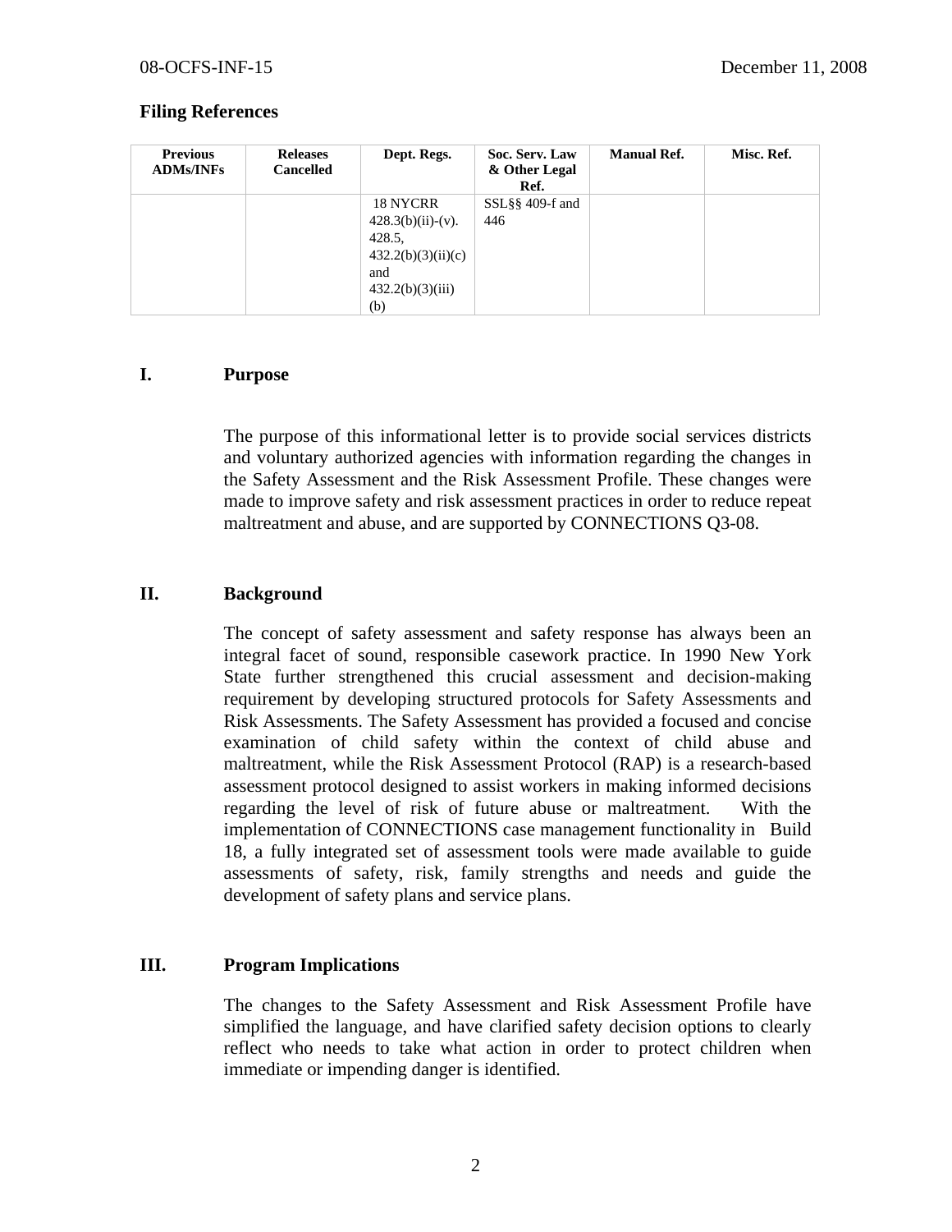### Filing References

| Previous ADMs/INFs | Releases Cancelled | Dept. Regs. | Soc. Serv. Law & Other Legal Ref. | Manual Ref. | Misc. Ref. |
|---|---|---|---|---|---|
| | | 18 NYCRR 428.3(b)(ii)-(v). 428.5, 432.2(b)(3)(ii)(c) and 432.2(b)(3)(iii)(b) | SSL§§ 409-f and 446 | | |

## I. Purpose

The purpose of this informational letter is to provide social services districts and voluntary authorized agencies with information regarding the changes in the Safety Assessment and the Risk Assessment Profile. These changes were made to improve safety and risk assessment practices in order to reduce repeat maltreatment and abuse, and are supported by CONNECTIONS Q3-08.

## II. Background

The concept of safety assessment and safety response has always been an integral facet of sound, responsible casework practice. In 1990 New York State further strengthened this crucial assessment and decision-making requirement by developing structured protocols for Safety Assessments and Risk Assessments. The Safety Assessment has provided a focused and concise examination of child safety within the context of child abuse and maltreatment, while the Risk Assessment Protocol (RAP) is a research-based assessment protocol designed to assist workers in making informed decisions regarding the level of risk of future abuse or maltreatment. With the implementation of CONNECTIONS case management functionality in Build 18, a fully integrated set of assessment tools were made available to guide assessments of safety, risk, family strengths and needs and guide the development of safety plans and service plans.

## III. Program Implications

The changes to the Safety Assessment and Risk Assessment Profile have simplified the language, and have clarified safety decision options to clearly reflect who needs to take what action in order to protect children when immediate or impending danger is identified.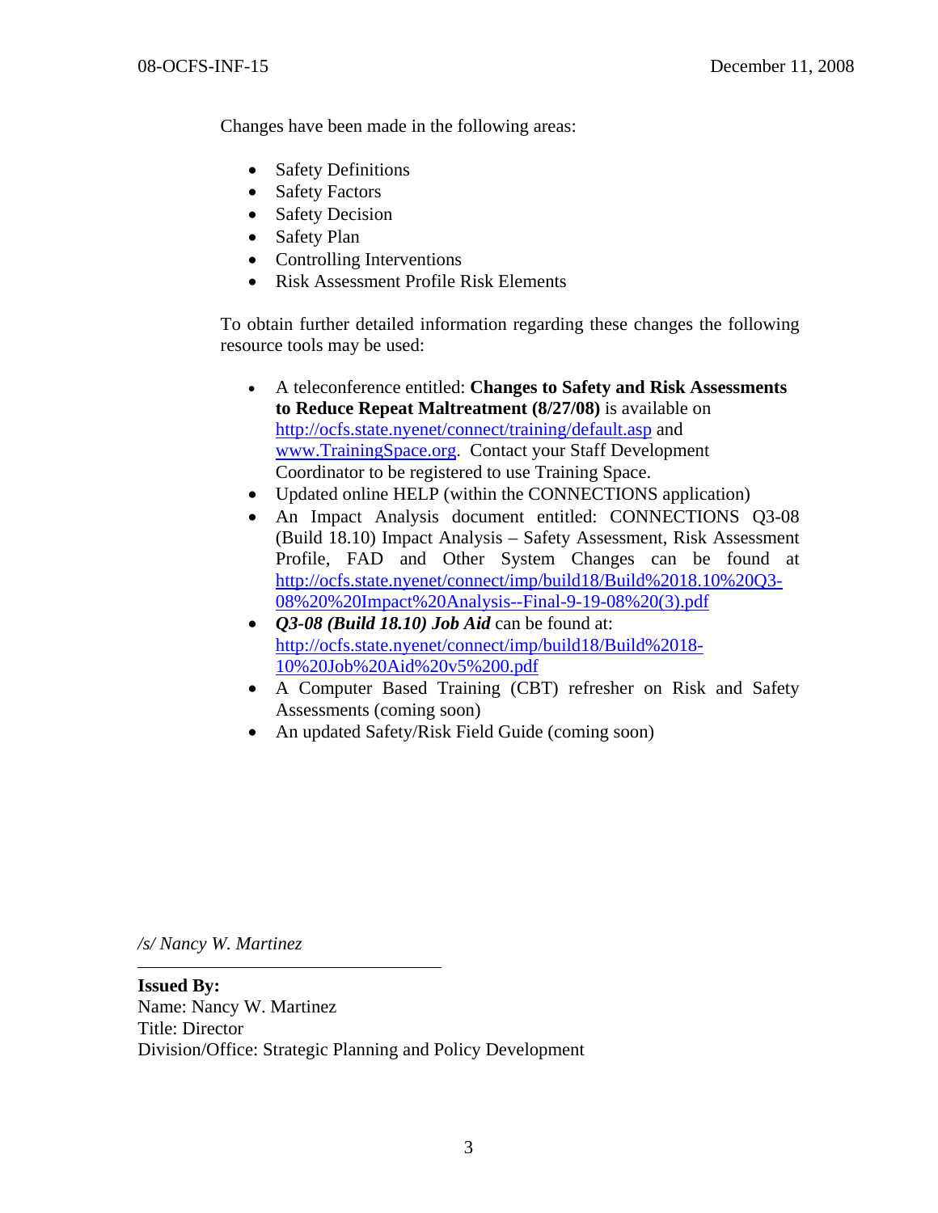Changes have been made in the following areas:

- Safety Definitions
- Safety Factors
- Safety Decision
- Safety Plan
- Controlling Interventions
- Risk Assessment Profile Risk Elements

To obtain further detailed information regarding these changes the following resource tools may be used:

- A teleconference entitled: **Changes to Safety and Risk Assessments to Reduce Repeat Maltreatment (8/27/08)** is available on http://ocfs.state.nyenet/connect/training/default.asp and www.TrainingSpace.org. Contact your Staff Development Coordinator to be registered to use Training Space.
- Updated online HELP (within the CONNECTIONS application)
- An Impact Analysis document entitled: CONNECTIONS Q3-08 (Build 18.10) Impact Analysis – Safety Assessment, Risk Assessment Profile, FAD and Other System Changes can be found at http://ocfs.state.nyenet/connect/imp/build18/Build%2018.10%20Q3-08%20%20Impact%20Analysis--Final-9-19-08%20(3).pdf
- ***Q3-08 (Build 18.10) Job Aid*** can be found at: http://ocfs.state.nyenet/connect/imp/build18/Build%2018-10%20Job%20Aid%20v5%200.pdf
- A Computer Based Training (CBT) refresher on Risk and Safety Assessments (coming soon)
- An updated Safety/Risk Field Guide (coming soon)

*/s/ Nancy W. Martinez*

---

**Issued By:**
Name: Nancy W. Martinez
Title: Director
Division/Office: Strategic Planning and Policy Development